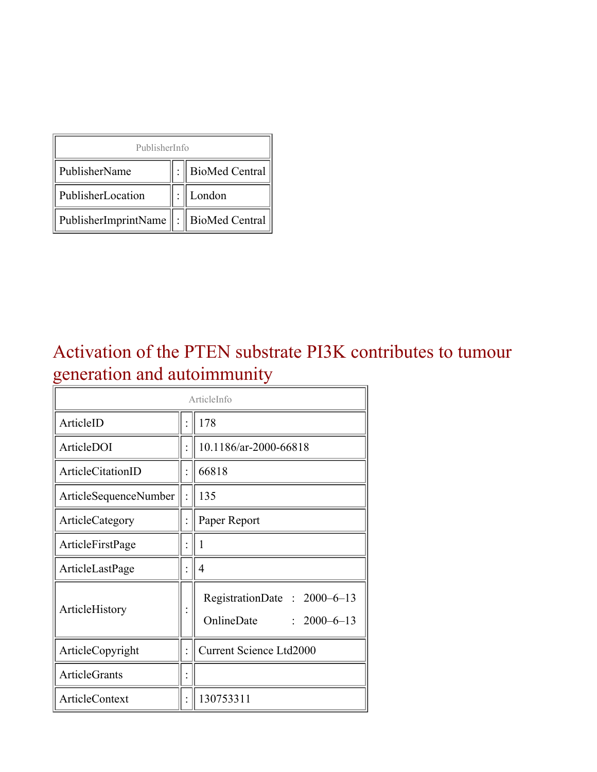| PublisherInfo | | |
|---|---|---|
| PublisherName | : | BioMed Central |
| PublisherLocation | : | London |
| PublisherImprintName | : | BioMed Central |

# Activation of the PTEN substrate PI3K contributes to tumour generation and autoimmunity

| ArticleInfo | | |
|---|---|---|
| ArticleID | : | 178 |
| ArticleDOI | : | 10.1186/ar-2000-66818 |
| ArticleCitationID | : | 66818 |
| ArticleSequenceNumber | : | 135 |
| ArticleCategory | : | Paper Report |
| ArticleFirstPage | : | 1 |
| ArticleLastPage | : | 4 |
| ArticleHistory | : | RegistrationDate : 2000–6–13<br>OnlineDate : 2000–6–13 |
| ArticleCopyright | : | Current Science Ltd2000 |
| ArticleGrants | : | |
| ArticleContext | : | 130753311 |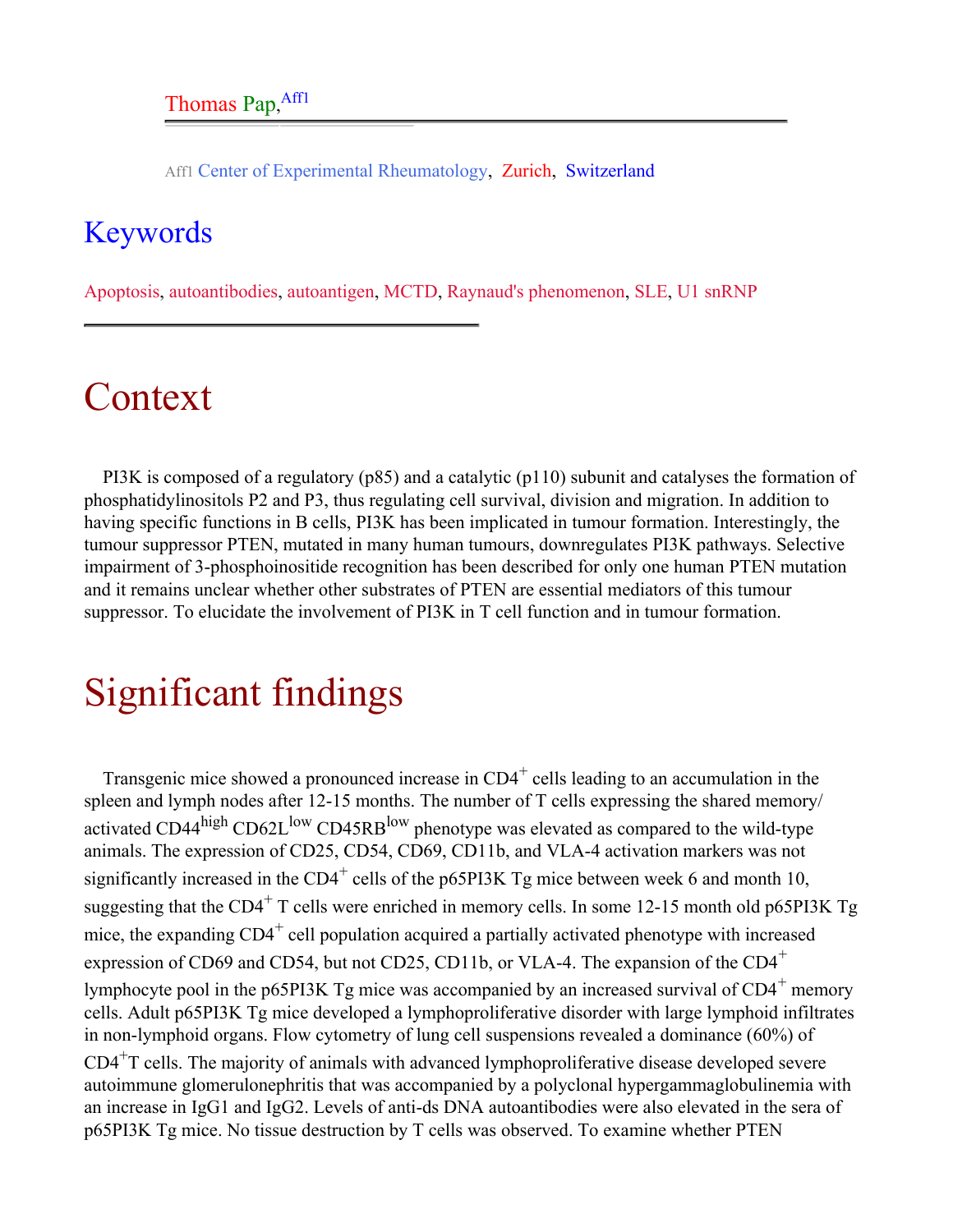Thomas Pap,[Aff1]

Aff1 Center of Experimental Rheumatology, Zurich, Switzerland

## Keywords

Apoptosis, autoantibodies, autoantigen, MCTD, Raynaud's phenomenon, SLE, U1 snRNP

# Context

PI3K is composed of a regulatory (p85) and a catalytic (p110) subunit and catalyses the formation of phosphatidylinositols P2 and P3, thus regulating cell survival, division and migration. In addition to having specific functions in B cells, PI3K has been implicated in tumour formation. Interestingly, the tumour suppressor PTEN, mutated in many human tumours, downregulates PI3K pathways. Selective impairment of 3-phosphoinositide recognition has been described for only one human PTEN mutation and it remains unclear whether other substrates of PTEN are essential mediators of this tumour suppressor. To elucidate the involvement of PI3K in T cell function and in tumour formation.

# Significant findings

Transgenic mice showed a pronounced increase in CD4$^+$ cells leading to an accumulation in the spleen and lymph nodes after 12-15 months. The number of T cells expressing the shared memory/activated CD44$^{high}$ CD62L$^{low}$ CD45RB$^{low}$ phenotype was elevated as compared to the wild-type animals. The expression of CD25, CD54, CD69, CD11b, and VLA-4 activation markers was not significantly increased in the CD4$^+$ cells of the p65PI3K Tg mice between week 6 and month 10, suggesting that the CD4$^+$ T cells were enriched in memory cells. In some 12-15 month old p65PI3K Tg mice, the expanding CD4$^+$ cell population acquired a partially activated phenotype with increased expression of CD69 and CD54, but not CD25, CD11b, or VLA-4. The expansion of the CD4$^+$ lymphocyte pool in the p65PI3K Tg mice was accompanied by an increased survival of CD4$^+$ memory cells. Adult p65PI3K Tg mice developed a lymphoproliferative disorder with large lymphoid infiltrates in non-lymphoid organs. Flow cytometry of lung cell suspensions revealed a dominance (60%) of CD4$^+$T cells. The majority of animals with advanced lymphoproliferative disease developed severe autoimmune glomerulonephritis that was accompanied by a polyclonal hypergammaglobulinemia with an increase in IgG1 and IgG2. Levels of anti-ds DNA autoantibodies were also elevated in the sera of p65PI3K Tg mice. No tissue destruction by T cells was observed. To examine whether PTEN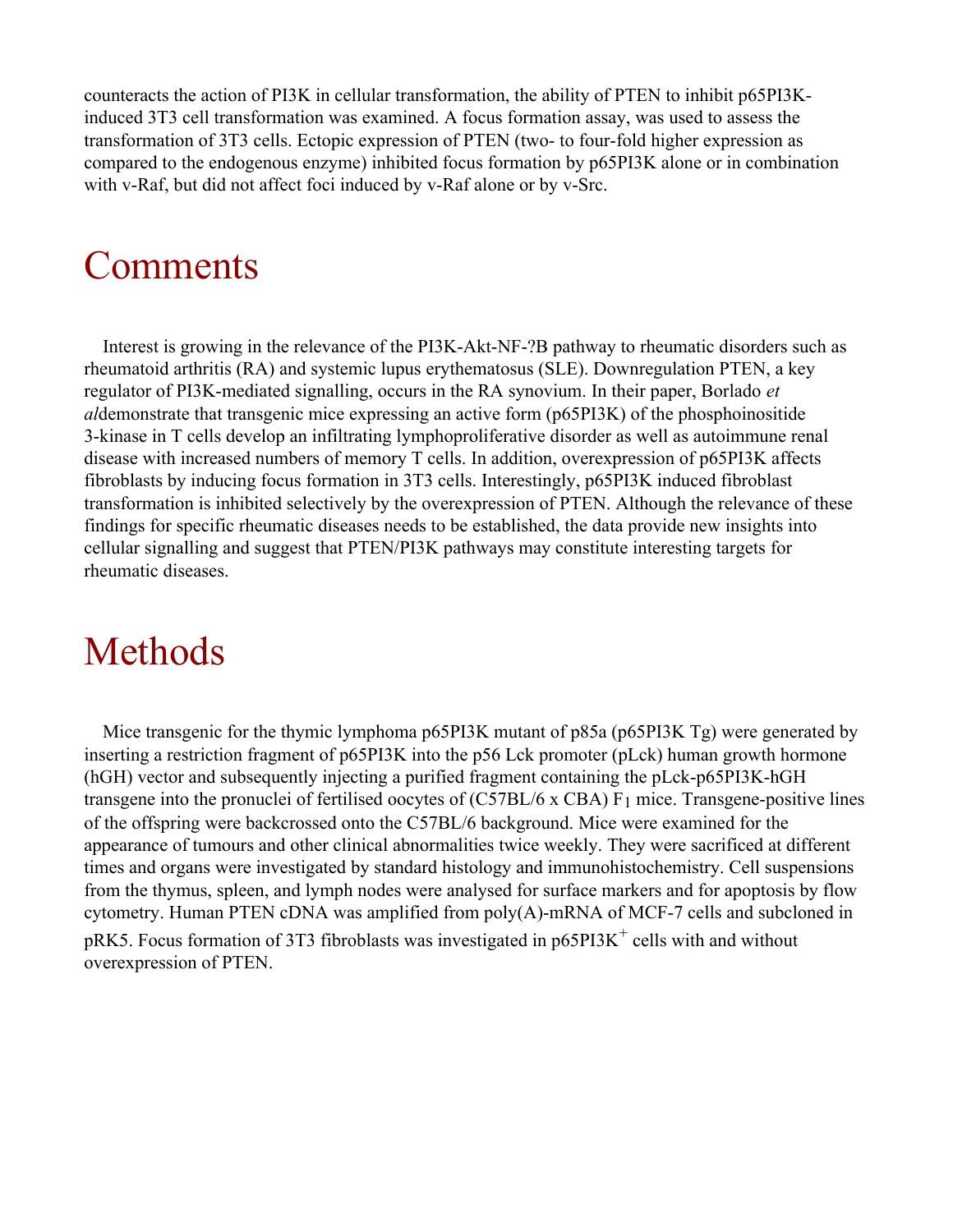counteracts the action of PI3K in cellular transformation, the ability of PTEN to inhibit p65PI3K-induced 3T3 cell transformation was examined. A focus formation assay, was used to assess the transformation of 3T3 cells. Ectopic expression of PTEN (two- to four-fold higher expression as compared to the endogenous enzyme) inhibited focus formation by p65PI3K alone or in combination with v-Raf, but did not affect foci induced by v-Raf alone or by v-Src.

# Comments

Interest is growing in the relevance of the PI3K-Akt-NF-?B pathway to rheumatic disorders such as rheumatoid arthritis (RA) and systemic lupus erythematosus (SLE). Downregulation PTEN, a key regulator of PI3K-mediated signalling, occurs in the RA synovium. In their paper, Borlado *et al*demonstrate that transgenic mice expressing an active form (p65PI3K) of the phosphoinositide 3-kinase in T cells develop an infiltrating lymphoproliferative disorder as well as autoimmune renal disease with increased numbers of memory T cells. In addition, overexpression of p65PI3K affects fibroblasts by inducing focus formation in 3T3 cells. Interestingly, p65PI3K induced fibroblast transformation is inhibited selectively by the overexpression of PTEN. Although the relevance of these findings for specific rheumatic diseases needs to be established, the data provide new insights into cellular signalling and suggest that PTEN/PI3K pathways may constitute interesting targets for rheumatic diseases.

# Methods

Mice transgenic for the thymic lymphoma p65PI3K mutant of p85a (p65PI3K Tg) were generated by inserting a restriction fragment of p65PI3K into the p56 Lck promoter (pLck) human growth hormone (hGH) vector and subsequently injecting a purified fragment containing the pLck-p65PI3K-hGH transgene into the pronuclei of fertilised oocytes of (C57BL/6 x CBA) $F_1$ mice. Transgene-positive lines of the offspring were backcrossed onto the C57BL/6 background. Mice were examined for the appearance of tumours and other clinical abnormalities twice weekly. They were sacrificed at different times and organs were investigated by standard histology and immunohistochemistry. Cell suspensions from the thymus, spleen, and lymph nodes were analysed for surface markers and for apoptosis by flow cytometry. Human PTEN cDNA was amplified from poly(A)-mRNA of MCF-7 cells and subcloned in pRK5. Focus formation of 3T3 fibroblasts was investigated in $p65PI3K^+$ cells with and without overexpression of PTEN.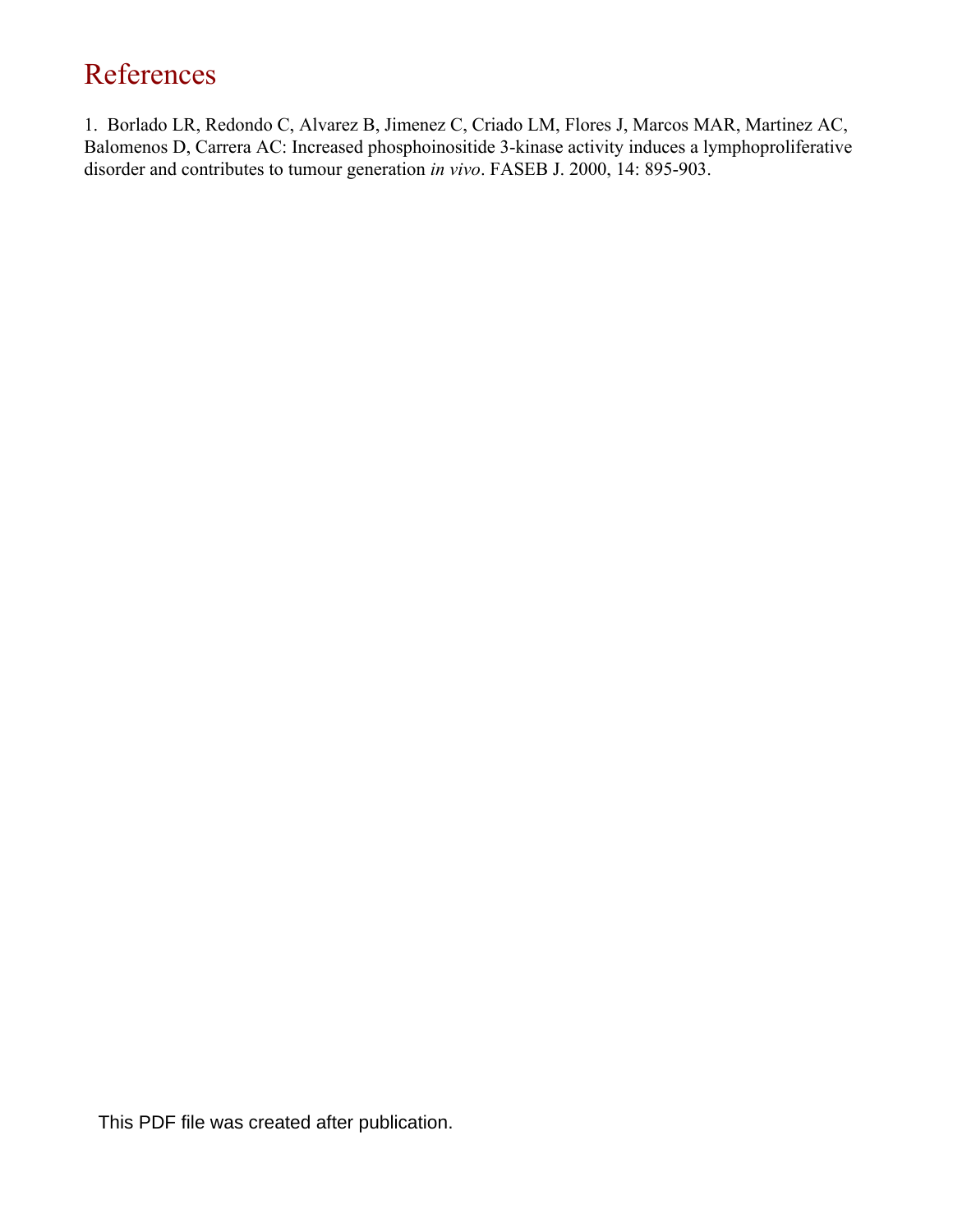# References

1. Borlado LR, Redondo C, Alvarez B, Jimenez C, Criado LM, Flores J, Marcos MAR, Martinez AC, Balomenos D, Carrera AC: Increased phosphoinositide 3-kinase activity induces a lymphoproliferative disorder and contributes to tumour generation *in vivo*. FASEB J. 2000, 14: 895-903.

This PDF file was created after publication.